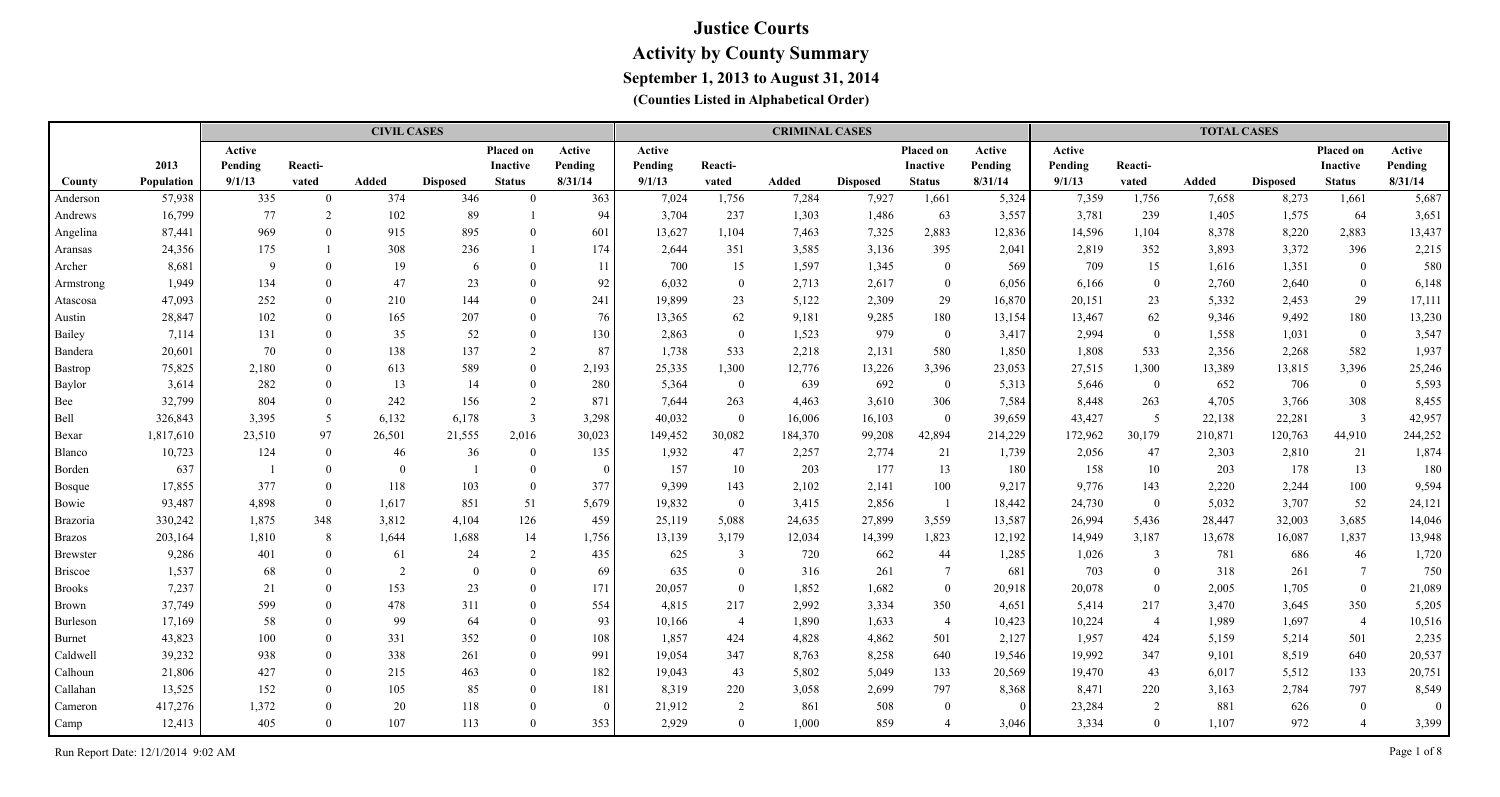# Justice Courts

## Activity by County Summary

### September 1, 2013 to August 31, 2014

#### (Counties Listed in Alphabetical Order)

| | | CIVIL CASES | | | | | | CRIMINAL CASES | | | | | | TOTAL CASES | | | | | |
|---|---|---|---|---|---|---|---|---|---|---|---|---|---|---|---|---|---|---|---|
| County | 2013 Population | Active Pending 9/1/13 | Reacti-vated | Added | Disposed | Placed on Inactive Status | Active Pending 8/31/14 | Active Pending 9/1/13 | Reacti-vated | Added | Disposed | Placed on Inactive Status | Active Pending 8/31/14 | Active Pending 9/1/13 | Reacti-vated | Added | Disposed | Placed on Inactive Status | Active Pending 8/31/14 |
| Anderson | 57,938 | 335 | 0 | 374 | 346 | 0 | 363 | 7,024 | 1,756 | 7,284 | 7,927 | 1,661 | 5,324 | 7,359 | 1,756 | 7,658 | 8,273 | 1,661 | 5,687 |
| Andrews | 16,799 | 77 | 2 | 102 | 89 | 1 | 94 | 3,704 | 237 | 1,303 | 1,486 | 63 | 3,557 | 3,781 | 239 | 1,405 | 1,575 | 64 | 3,651 |
| Angelina | 87,441 | 969 | 0 | 915 | 895 | 0 | 601 | 13,627 | 1,104 | 7,463 | 7,325 | 2,883 | 12,836 | 14,596 | 1,104 | 8,378 | 8,220 | 2,883 | 13,437 |
| Aransas | 24,356 | 175 | 1 | 308 | 236 | 1 | 174 | 2,644 | 351 | 3,585 | 3,136 | 395 | 2,041 | 2,819 | 352 | 3,893 | 3,372 | 396 | 2,215 |
| Archer | 8,681 | 9 | 0 | 19 | 6 | 0 | 11 | 700 | 15 | 1,597 | 1,345 | 0 | 569 | 709 | 15 | 1,616 | 1,351 | 0 | 580 |
| Armstrong | 1,949 | 134 | 0 | 47 | 23 | 0 | 92 | 6,032 | 0 | 2,713 | 2,617 | 0 | 6,056 | 6,166 | 0 | 2,760 | 2,640 | 0 | 6,148 |
| Atascosa | 47,093 | 252 | 0 | 210 | 144 | 0 | 241 | 19,899 | 23 | 5,122 | 2,309 | 29 | 16,870 | 20,151 | 23 | 5,332 | 2,453 | 29 | 17,111 |
| Austin | 28,847 | 102 | 0 | 165 | 207 | 0 | 76 | 13,365 | 62 | 9,181 | 9,285 | 180 | 13,154 | 13,467 | 62 | 9,346 | 9,492 | 180 | 13,230 |
| Bailey | 7,114 | 131 | 0 | 35 | 52 | 0 | 130 | 2,863 | 0 | 1,523 | 979 | 0 | 3,417 | 2,994 | 0 | 1,558 | 1,031 | 0 | 3,547 |
| Bandera | 20,601 | 70 | 0 | 138 | 137 | 2 | 87 | 1,738 | 533 | 2,218 | 2,131 | 580 | 1,850 | 1,808 | 533 | 2,356 | 2,268 | 582 | 1,937 |
| Bastrop | 75,825 | 2,180 | 0 | 613 | 589 | 0 | 2,193 | 25,335 | 1,300 | 12,776 | 13,226 | 3,396 | 23,053 | 27,515 | 1,300 | 13,389 | 13,815 | 3,396 | 25,246 |
| Baylor | 3,614 | 282 | 0 | 13 | 14 | 0 | 280 | 5,364 | 0 | 639 | 692 | 0 | 5,313 | 5,646 | 0 | 652 | 706 | 0 | 5,593 |
| Bee | 32,799 | 804 | 0 | 242 | 156 | 2 | 871 | 7,644 | 263 | 4,463 | 3,610 | 306 | 7,584 | 8,448 | 263 | 4,705 | 3,766 | 308 | 8,455 |
| Bell | 326,843 | 3,395 | 5 | 6,132 | 6,178 | 3 | 3,298 | 40,032 | 0 | 16,006 | 16,103 | 0 | 39,659 | 43,427 | 5 | 22,138 | 22,281 | 3 | 42,957 |
| Bexar | 1,817,610 | 23,510 | 97 | 26,501 | 21,555 | 2,016 | 30,023 | 149,452 | 30,082 | 184,370 | 99,208 | 42,894 | 214,229 | 172,962 | 30,179 | 210,871 | 120,763 | 44,910 | 244,252 |
| Blanco | 10,723 | 124 | 0 | 46 | 36 | 0 | 135 | 1,932 | 47 | 2,257 | 2,774 | 21 | 1,739 | 2,056 | 47 | 2,303 | 2,810 | 21 | 1,874 |
| Borden | 637 | 1 | 0 | 0 | 1 | 0 | 0 | 157 | 10 | 203 | 177 | 13 | 180 | 158 | 10 | 203 | 178 | 13 | 180 |
| Bosque | 17,855 | 377 | 0 | 118 | 103 | 0 | 377 | 9,399 | 143 | 2,102 | 2,141 | 100 | 9,217 | 9,776 | 143 | 2,220 | 2,244 | 100 | 9,594 |
| Bowie | 93,487 | 4,898 | 0 | 1,617 | 851 | 51 | 5,679 | 19,832 | 0 | 3,415 | 2,856 | 1 | 18,442 | 24,730 | 0 | 5,032 | 3,707 | 52 | 24,121 |
| Brazoria | 330,242 | 1,875 | 348 | 3,812 | 4,104 | 126 | 459 | 25,119 | 5,088 | 24,635 | 27,899 | 3,559 | 13,587 | 26,994 | 5,436 | 28,447 | 32,003 | 3,685 | 14,046 |
| Brazos | 203,164 | 1,810 | 8 | 1,644 | 1,688 | 14 | 1,756 | 13,139 | 3,179 | 12,034 | 14,399 | 1,823 | 12,192 | 14,949 | 3,187 | 13,678 | 16,087 | 1,837 | 13,948 |
| Brewster | 9,286 | 401 | 0 | 61 | 24 | 2 | 435 | 625 | 3 | 720 | 662 | 44 | 1,285 | 1,026 | 3 | 781 | 686 | 46 | 1,720 |
| Briscoe | 1,537 | 68 | 0 | 2 | 0 | 0 | 69 | 635 | 0 | 316 | 261 | 7 | 681 | 703 | 0 | 318 | 261 | 7 | 750 |
| Brooks | 7,237 | 21 | 0 | 153 | 23 | 0 | 171 | 20,057 | 0 | 1,852 | 1,682 | 0 | 20,918 | 20,078 | 0 | 2,005 | 1,705 | 0 | 21,089 |
| Brown | 37,749 | 599 | 0 | 478 | 311 | 0 | 554 | 4,815 | 217 | 2,992 | 3,334 | 350 | 4,651 | 5,414 | 217 | 3,470 | 3,645 | 350 | 5,205 |
| Burleson | 17,169 | 58 | 0 | 99 | 64 | 0 | 93 | 10,166 | 4 | 1,890 | 1,633 | 4 | 10,423 | 10,224 | 4 | 1,989 | 1,697 | 4 | 10,516 |
| Burnet | 43,823 | 100 | 0 | 331 | 352 | 0 | 108 | 1,857 | 424 | 4,828 | 4,862 | 501 | 2,127 | 1,957 | 424 | 5,159 | 5,214 | 501 | 2,235 |
| Caldwell | 39,232 | 938 | 0 | 338 | 261 | 0 | 991 | 19,054 | 347 | 8,763 | 8,258 | 640 | 19,546 | 19,992 | 347 | 9,101 | 8,519 | 640 | 20,537 |
| Calhoun | 21,806 | 427 | 0 | 215 | 463 | 0 | 182 | 19,043 | 43 | 5,802 | 5,049 | 133 | 20,569 | 19,470 | 43 | 6,017 | 5,512 | 133 | 20,751 |
| Callahan | 13,525 | 152 | 0 | 105 | 85 | 0 | 181 | 8,319 | 220 | 3,058 | 2,699 | 797 | 8,368 | 8,471 | 220 | 3,163 | 2,784 | 797 | 8,549 |
| Cameron | 417,276 | 1,372 | 0 | 20 | 118 | 0 | 0 | 21,912 | 2 | 861 | 508 | 0 | 0 | 23,284 | 2 | 881 | 626 | 0 | 0 |
| Camp | 12,413 | 405 | 0 | 107 | 113 | 0 | 353 | 2,929 | 0 | 1,000 | 859 | 4 | 3,046 | 3,334 | 0 | 1,107 | 972 | 4 | 3,399 |

Run Report Date: 12/1/2014 9:02 AM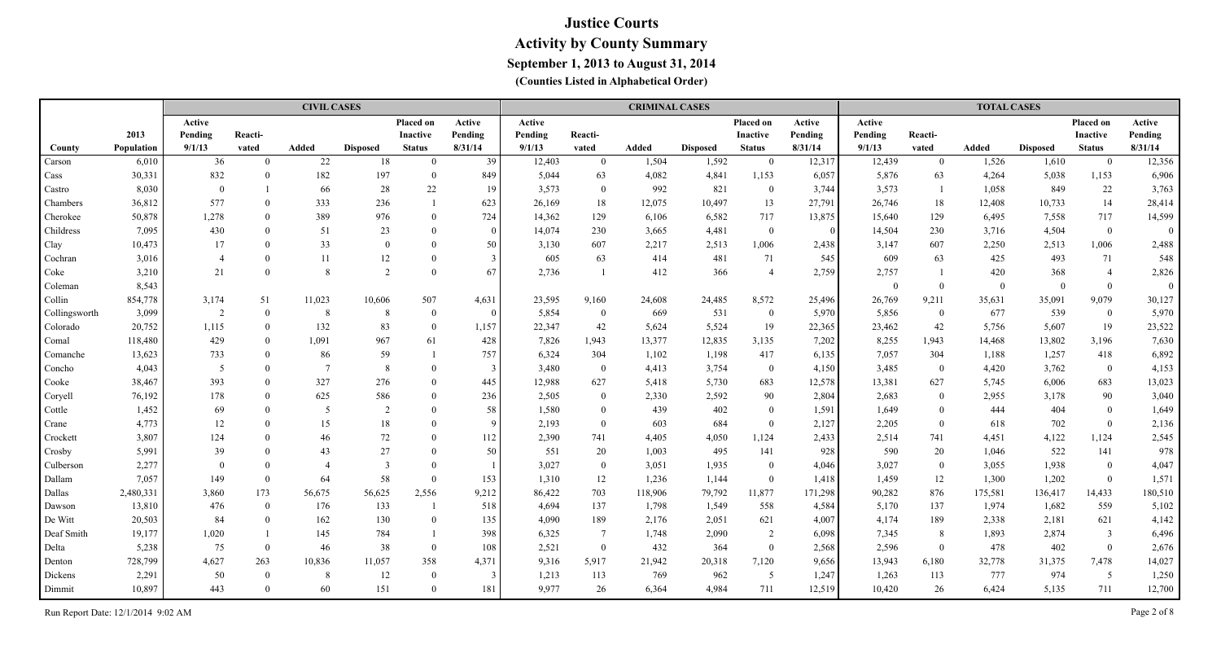# Justice Courts

## Activity by County Summary

### September 1, 2013 to August 31, 2014

**(Counties Listed in Alphabetical Order)**

| | | CIVIL CASES | | | | | | CRIMINAL CASES | | | | | | TOTAL CASES | | | | | |
|---|---|---|---|---|---|---|---|---|---|---|---|---|---|---|---|---|---|---|---|
| County | 2013 Population | Active Pending 9/1/13 | Reacti-vated | Added | Disposed | Placed on Inactive Status | Active Pending 8/31/14 | Active Pending 9/1/13 | Reacti-vated | Added | Disposed | Placed on Inactive Status | Active Pending 8/31/14 | Active Pending 9/1/13 | Reacti-vated | Added | Disposed | Placed on Inactive Status | Active Pending 8/31/14 |
| Carson | 6,010 | 36 | 0 | 22 | 18 | 0 | 39 | 12,403 | 0 | 1,504 | 1,592 | 0 | 12,317 | 12,439 | 0 | 1,526 | 1,610 | 0 | 12,356 |
| Cass | 30,331 | 832 | 0 | 182 | 197 | 0 | 849 | 5,044 | 63 | 4,082 | 4,841 | 1,153 | 6,057 | 5,876 | 63 | 4,264 | 5,038 | 1,153 | 6,906 |
| Castro | 8,030 | 0 | 1 | 66 | 28 | 22 | 19 | 3,573 | 0 | 992 | 821 | 0 | 3,744 | 3,573 | 1 | 1,058 | 849 | 22 | 3,763 |
| Chambers | 36,812 | 577 | 0 | 333 | 236 | 1 | 623 | 26,169 | 18 | 12,075 | 10,497 | 13 | 27,791 | 26,746 | 18 | 12,408 | 10,733 | 14 | 28,414 |
| Cherokee | 50,878 | 1,278 | 0 | 389 | 976 | 0 | 724 | 14,362 | 129 | 6,106 | 6,582 | 717 | 13,875 | 15,640 | 129 | 6,495 | 7,558 | 717 | 14,599 |
| Childress | 7,095 | 430 | 0 | 51 | 23 | 0 | 0 | 14,074 | 230 | 3,665 | 4,481 | 0 | 0 | 14,504 | 230 | 3,716 | 4,504 | 0 | 0 |
| Clay | 10,473 | 17 | 0 | 33 | 0 | 0 | 50 | 3,130 | 607 | 2,217 | 2,513 | 1,006 | 2,438 | 3,147 | 607 | 2,250 | 2,513 | 1,006 | 2,488 |
| Cochran | 3,016 | 4 | 0 | 11 | 12 | 0 | 3 | 605 | 63 | 414 | 481 | 71 | 545 | 609 | 63 | 425 | 493 | 71 | 548 |
| Coke | 3,210 | 21 | 0 | 8 | 2 | 0 | 67 | 2,736 | 1 | 412 | 366 | 4 | 2,759 | 2,757 | 1 | 420 | 368 | 4 | 2,826 |
| Coleman | 8,543 | | | | | | | | | | | | | 0 | 0 | 0 | 0 | 0 | 0 |
| Collin | 854,778 | 3,174 | 51 | 11,023 | 10,606 | 507 | 4,631 | 23,595 | 9,160 | 24,608 | 24,485 | 8,572 | 25,496 | 26,769 | 9,211 | 35,631 | 35,091 | 9,079 | 30,127 |
| Collingsworth | 3,099 | 2 | 0 | 8 | 8 | 0 | 0 | 5,854 | 0 | 669 | 531 | 0 | 5,970 | 5,856 | 0 | 677 | 539 | 0 | 5,970 |
| Colorado | 20,752 | 1,115 | 0 | 132 | 83 | 0 | 1,157 | 22,347 | 42 | 5,624 | 5,524 | 19 | 22,365 | 23,462 | 42 | 5,756 | 5,607 | 19 | 23,522 |
| Comal | 118,480 | 429 | 0 | 1,091 | 967 | 61 | 428 | 7,826 | 1,943 | 13,377 | 12,835 | 3,135 | 7,202 | 8,255 | 1,943 | 14,468 | 13,802 | 3,196 | 7,630 |
| Comanche | 13,623 | 733 | 0 | 86 | 59 | 1 | 757 | 6,324 | 304 | 1,102 | 1,198 | 417 | 6,135 | 7,057 | 304 | 1,188 | 1,257 | 418 | 6,892 |
| Concho | 4,043 | 5 | 0 | 7 | 8 | 0 | 3 | 3,480 | 0 | 4,413 | 3,754 | 0 | 4,150 | 3,485 | 0 | 4,420 | 3,762 | 0 | 4,153 |
| Cooke | 38,467 | 393 | 0 | 327 | 276 | 0 | 445 | 12,988 | 627 | 5,418 | 5,730 | 683 | 12,578 | 13,381 | 627 | 5,745 | 6,006 | 683 | 13,023 |
| Coryell | 76,192 | 178 | 0 | 625 | 586 | 0 | 236 | 2,505 | 0 | 2,330 | 2,592 | 90 | 2,804 | 2,683 | 0 | 2,955 | 3,178 | 90 | 3,040 |
| Cottle | 1,452 | 69 | 0 | 5 | 2 | 0 | 58 | 1,580 | 0 | 439 | 402 | 0 | 1,591 | 1,649 | 0 | 444 | 404 | 0 | 1,649 |
| Crane | 4,773 | 12 | 0 | 15 | 18 | 0 | 9 | 2,193 | 0 | 603 | 684 | 0 | 2,127 | 2,205 | 0 | 618 | 702 | 0 | 2,136 |
| Crockett | 3,807 | 124 | 0 | 46 | 72 | 0 | 112 | 2,390 | 741 | 4,405 | 4,050 | 1,124 | 2,433 | 2,514 | 741 | 4,451 | 4,122 | 1,124 | 2,545 |
| Crosby | 5,991 | 39 | 0 | 43 | 27 | 0 | 50 | 551 | 20 | 1,003 | 495 | 141 | 928 | 590 | 20 | 1,046 | 522 | 141 | 978 |
| Culberson | 2,277 | 0 | 0 | 4 | 3 | 0 | 1 | 3,027 | 0 | 3,051 | 1,935 | 0 | 4,046 | 3,027 | 0 | 3,055 | 1,938 | 0 | 4,047 |
| Dallam | 7,057 | 149 | 0 | 64 | 58 | 0 | 153 | 1,310 | 12 | 1,236 | 1,144 | 0 | 1,418 | 1,459 | 12 | 1,300 | 1,202 | 0 | 1,571 |
| Dallas | 2,480,331 | 3,860 | 173 | 56,675 | 56,625 | 2,556 | 9,212 | 86,422 | 703 | 118,906 | 79,792 | 11,877 | 171,298 | 90,282 | 876 | 175,581 | 136,417 | 14,433 | 180,510 |
| Dawson | 13,810 | 476 | 0 | 176 | 133 | 1 | 518 | 4,694 | 137 | 1,798 | 1,549 | 558 | 4,584 | 5,170 | 137 | 1,974 | 1,682 | 559 | 5,102 |
| De Witt | 20,503 | 84 | 0 | 162 | 130 | 0 | 135 | 4,090 | 189 | 2,176 | 2,051 | 621 | 4,007 | 4,174 | 189 | 2,338 | 2,181 | 621 | 4,142 |
| Deaf Smith | 19,177 | 1,020 | 1 | 145 | 784 | 1 | 398 | 6,325 | 7 | 1,748 | 2,090 | 2 | 6,098 | 7,345 | 8 | 1,893 | 2,874 | 3 | 6,496 |
| Delta | 5,238 | 75 | 0 | 46 | 38 | 0 | 108 | 2,521 | 0 | 432 | 364 | 0 | 2,568 | 2,596 | 0 | 478 | 402 | 0 | 2,676 |
| Denton | 728,799 | 4,627 | 263 | 10,836 | 11,057 | 358 | 4,371 | 9,316 | 5,917 | 21,942 | 20,318 | 7,120 | 9,656 | 13,943 | 6,180 | 32,778 | 31,375 | 7,478 | 14,027 |
| Dickens | 2,291 | 50 | 0 | 8 | 12 | 0 | 3 | 1,213 | 113 | 769 | 962 | 5 | 1,247 | 1,263 | 113 | 777 | 974 | 5 | 1,250 |
| Dimmit | 10,897 | 443 | 0 | 60 | 151 | 0 | 181 | 9,977 | 26 | 6,364 | 4,984 | 711 | 12,519 | 10,420 | 26 | 6,424 | 5,135 | 711 | 12,700 |

Run Report Date: 12/1/2014 9:02 AM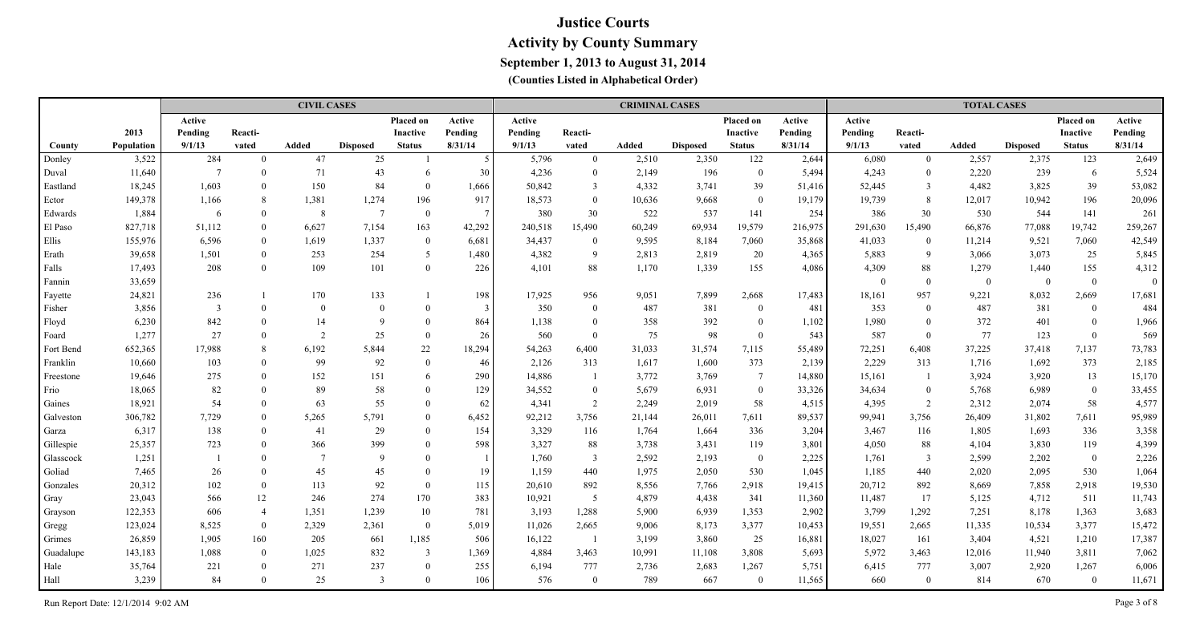# Justice Courts

## Activity by County Summary

### September 1, 2013 to August 31, 2014

**(Counties Listed in Alphabetical Order)**

| | | CIVIL CASES | | | | | | CRIMINAL CASES | | | | | | TOTAL CASES | | | | | |
|---|---|---|---|---|---|---|---|---|---|---|---|---|---|---|---|---|---|---|---|
| County | 2013 Population | Active Pending 9/1/13 | Reacti-vated | Added | Disposed | Placed on Inactive Status | Active Pending 8/31/14 | Active Pending 9/1/13 | Reacti-vated | Added | Disposed | Placed on Inactive Status | Active Pending 8/31/14 | Active Pending 9/1/13 | Reacti-vated | Added | Disposed | Placed on Inactive Status | Active Pending 8/31/14 |
| Donley | 3,522 | 284 | 0 | 47 | 25 | 1 | 5 | 5,796 | 0 | 2,510 | 2,350 | 122 | 2,644 | 6,080 | 0 | 2,557 | 2,375 | 123 | 2,649 |
| Duval | 11,640 | 7 | 0 | 71 | 43 | 6 | 30 | 4,236 | 0 | 2,149 | 196 | 0 | 5,494 | 4,243 | 0 | 2,220 | 239 | 6 | 5,524 |
| Eastland | 18,245 | 1,603 | 0 | 150 | 84 | 0 | 1,666 | 50,842 | 3 | 4,332 | 3,741 | 39 | 51,416 | 52,445 | 3 | 4,482 | 3,825 | 39 | 53,082 |
| Ector | 149,378 | 1,166 | 8 | 1,381 | 1,274 | 196 | 917 | 18,573 | 0 | 10,636 | 9,668 | 0 | 19,179 | 19,739 | 8 | 12,017 | 10,942 | 196 | 20,096 |
| Edwards | 1,884 | 6 | 0 | 8 | 7 | 0 | 7 | 380 | 30 | 522 | 537 | 141 | 254 | 386 | 30 | 530 | 544 | 141 | 261 |
| El Paso | 827,718 | 51,112 | 0 | 6,627 | 7,154 | 163 | 42,292 | 240,518 | 15,490 | 60,249 | 69,934 | 19,579 | 216,975 | 291,630 | 15,490 | 66,876 | 77,088 | 19,742 | 259,267 |
| Ellis | 155,976 | 6,596 | 0 | 1,619 | 1,337 | 0 | 6,681 | 34,437 | 0 | 9,595 | 8,184 | 7,060 | 35,868 | 41,033 | 0 | 11,214 | 9,521 | 7,060 | 42,549 |
| Erath | 39,658 | 1,501 | 0 | 253 | 254 | 5 | 1,480 | 4,382 | 9 | 2,813 | 2,819 | 20 | 4,365 | 5,883 | 9 | 3,066 | 3,073 | 25 | 5,845 |
| Falls | 17,493 | 208 | 0 | 109 | 101 | 0 | 226 | 4,101 | 88 | 1,170 | 1,339 | 155 | 4,086 | 4,309 | 88 | 1,279 | 1,440 | 155 | 4,312 |
| Fannin | 33,659 | | | | | | | | | | | | | 0 | 0 | 0 | 0 | 0 | 0 |
| Fayette | 24,821 | 236 | 1 | 170 | 133 | 1 | 198 | 17,925 | 956 | 9,051 | 7,899 | 2,668 | 17,483 | 18,161 | 957 | 9,221 | 8,032 | 2,669 | 17,681 |
| Fisher | 3,856 | 3 | 0 | 0 | 0 | 0 | 3 | 350 | 0 | 487 | 381 | 0 | 481 | 353 | 0 | 487 | 381 | 0 | 484 |
| Floyd | 6,230 | 842 | 0 | 14 | 9 | 0 | 864 | 1,138 | 0 | 358 | 392 | 0 | 1,102 | 1,980 | 0 | 372 | 401 | 0 | 1,966 |
| Foard | 1,277 | 27 | 0 | 2 | 25 | 0 | 26 | 560 | 0 | 75 | 98 | 0 | 543 | 587 | 0 | 77 | 123 | 0 | 569 |
| Fort Bend | 652,365 | 17,988 | 8 | 6,192 | 5,844 | 22 | 18,294 | 54,263 | 6,400 | 31,033 | 31,574 | 7,115 | 55,489 | 72,251 | 6,408 | 37,225 | 37,418 | 7,137 | 73,783 |
| Franklin | 10,660 | 103 | 0 | 99 | 92 | 0 | 46 | 2,126 | 313 | 1,617 | 1,600 | 373 | 2,139 | 2,229 | 313 | 1,716 | 1,692 | 373 | 2,185 |
| Freestone | 19,646 | 275 | 0 | 152 | 151 | 6 | 290 | 14,886 | 1 | 3,772 | 3,769 | 7 | 14,880 | 15,161 | 1 | 3,924 | 3,920 | 13 | 15,170 |
| Frio | 18,065 | 82 | 0 | 89 | 58 | 0 | 129 | 34,552 | 0 | 5,679 | 6,931 | 0 | 33,326 | 34,634 | 0 | 5,768 | 6,989 | 0 | 33,455 |
| Gaines | 18,921 | 54 | 0 | 63 | 55 | 0 | 62 | 4,341 | 2 | 2,249 | 2,019 | 58 | 4,515 | 4,395 | 2 | 2,312 | 2,074 | 58 | 4,577 |
| Galveston | 306,782 | 7,729 | 0 | 5,265 | 5,791 | 0 | 6,452 | 92,212 | 3,756 | 21,144 | 26,011 | 7,611 | 89,537 | 99,941 | 3,756 | 26,409 | 31,802 | 7,611 | 95,989 |
| Garza | 6,317 | 138 | 0 | 41 | 29 | 0 | 154 | 3,329 | 116 | 1,764 | 1,664 | 336 | 3,204 | 3,467 | 116 | 1,805 | 1,693 | 336 | 3,358 |
| Gillespie | 25,357 | 723 | 0 | 366 | 399 | 0 | 598 | 3,327 | 88 | 3,738 | 3,431 | 119 | 3,801 | 4,050 | 88 | 4,104 | 3,830 | 119 | 4,399 |
| Glasscock | 1,251 | 1 | 0 | 7 | 9 | 0 | 1 | 1,760 | 3 | 2,592 | 2,193 | 0 | 2,225 | 1,761 | 3 | 2,599 | 2,202 | 0 | 2,226 |
| Goliad | 7,465 | 26 | 0 | 45 | 45 | 0 | 19 | 1,159 | 440 | 1,975 | 2,050 | 530 | 1,045 | 1,185 | 440 | 2,020 | 2,095 | 530 | 1,064 |
| Gonzales | 20,312 | 102 | 0 | 113 | 92 | 0 | 115 | 20,610 | 892 | 8,556 | 7,766 | 2,918 | 19,415 | 20,712 | 892 | 8,669 | 7,858 | 2,918 | 19,530 |
| Gray | 23,043 | 566 | 12 | 246 | 274 | 170 | 383 | 10,921 | 5 | 4,879 | 4,438 | 341 | 11,360 | 11,487 | 17 | 5,125 | 4,712 | 511 | 11,743 |
| Grayson | 122,353 | 606 | 4 | 1,351 | 1,239 | 10 | 781 | 3,193 | 1,288 | 5,900 | 6,939 | 1,353 | 2,902 | 3,799 | 1,292 | 7,251 | 8,178 | 1,363 | 3,683 |
| Gregg | 123,024 | 8,525 | 0 | 2,329 | 2,361 | 0 | 5,019 | 11,026 | 2,665 | 9,006 | 8,173 | 3,377 | 10,453 | 19,551 | 2,665 | 11,335 | 10,534 | 3,377 | 15,472 |
| Grimes | 26,859 | 1,905 | 160 | 205 | 661 | 1,185 | 506 | 16,122 | 1 | 3,199 | 3,860 | 25 | 16,881 | 18,027 | 161 | 3,404 | 4,521 | 1,210 | 17,387 |
| Guadalupe | 143,183 | 1,088 | 0 | 1,025 | 832 | 3 | 1,369 | 4,884 | 3,463 | 10,991 | 11,108 | 3,808 | 5,693 | 5,972 | 3,463 | 12,016 | 11,940 | 3,811 | 7,062 |
| Hale | 35,764 | 221 | 0 | 271 | 237 | 0 | 255 | 6,194 | 777 | 2,736 | 2,683 | 1,267 | 5,751 | 6,415 | 777 | 3,007 | 2,920 | 1,267 | 6,006 |
| Hall | 3,239 | 84 | 0 | 25 | 3 | 0 | 106 | 576 | 0 | 789 | 667 | 0 | 11,565 | 660 | 0 | 814 | 670 | 0 | 11,671 |

Run Report Date: 12/1/2014 9:02 AM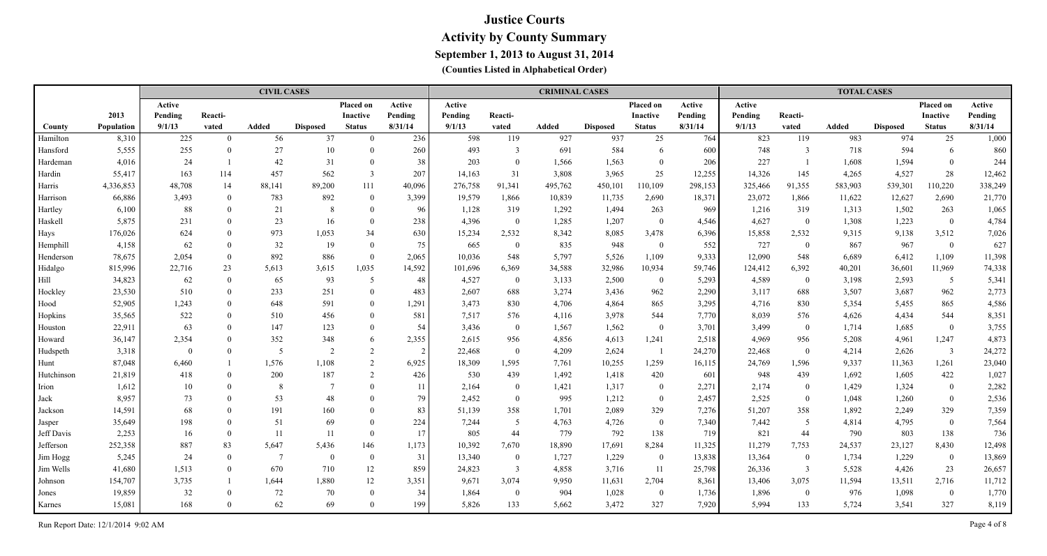# Justice Courts

## Activity by County Summary

### September 1, 2013 to August 31, 2014

**(Counties Listed in Alphabetical Order)**

| | | CIVIL CASES | | | | | | CRIMINAL CASES | | | | | | TOTAL CASES | | | | | |
|---|---|---|---|---|---|---|---|---|---|---|---|---|---|---|---|---|---|---|---|
| County | 2013 Population | Active Pending 9/1/13 | Reacti-vated | Added | Disposed | Placed on Inactive Status | Active Pending 8/31/14 | Active Pending 9/1/13 | Reacti-vated | Added | Disposed | Placed on Inactive Status | Active Pending 8/31/14 | Active Pending 9/1/13 | Reacti-vated | Added | Disposed | Placed on Inactive Status | Active Pending 8/31/14 |
| Hamilton | 8,310 | 225 | 0 | 56 | 37 | 0 | 236 | 598 | 119 | 927 | 937 | 25 | 764 | 823 | 119 | 983 | 974 | 25 | 1,000 |
| Hansford | 5,555 | 255 | 0 | 27 | 10 | 0 | 260 | 493 | 3 | 691 | 584 | 6 | 600 | 748 | 3 | 718 | 594 | 6 | 860 |
| Hardeman | 4,016 | 24 | 1 | 42 | 31 | 0 | 38 | 203 | 0 | 1,566 | 1,563 | 0 | 206 | 227 | 1 | 1,608 | 1,594 | 0 | 244 |
| Hardin | 55,417 | 163 | 114 | 457 | 562 | 3 | 207 | 14,163 | 31 | 3,808 | 3,965 | 25 | 12,255 | 14,326 | 145 | 4,265 | 4,527 | 28 | 12,462 |
| Harris | 4,336,853 | 48,708 | 14 | 88,141 | 89,200 | 111 | 40,096 | 276,758 | 91,341 | 495,762 | 450,101 | 110,109 | 298,153 | 325,466 | 91,355 | 583,903 | 539,301 | 110,220 | 338,249 |
| Harrison | 66,886 | 3,493 | 0 | 783 | 892 | 0 | 3,399 | 19,579 | 1,866 | 10,839 | 11,735 | 2,690 | 18,371 | 23,072 | 1,866 | 11,622 | 12,627 | 2,690 | 21,770 |
| Hartley | 6,100 | 88 | 0 | 21 | 8 | 0 | 96 | 1,128 | 319 | 1,292 | 1,494 | 263 | 969 | 1,216 | 319 | 1,313 | 1,502 | 263 | 1,065 |
| Haskell | 5,875 | 231 | 0 | 23 | 16 | 0 | 238 | 4,396 | 0 | 1,285 | 1,207 | 0 | 4,546 | 4,627 | 0 | 1,308 | 1,223 | 0 | 4,784 |
| Hays | 176,026 | 624 | 0 | 973 | 1,053 | 34 | 630 | 15,234 | 2,532 | 8,342 | 8,085 | 3,478 | 6,396 | 15,858 | 2,532 | 9,315 | 9,138 | 3,512 | 7,026 |
| Hemphill | 4,158 | 62 | 0 | 32 | 19 | 0 | 75 | 665 | 0 | 835 | 948 | 0 | 552 | 727 | 0 | 867 | 967 | 0 | 627 |
| Henderson | 78,675 | 2,054 | 0 | 892 | 886 | 0 | 2,065 | 10,036 | 548 | 5,797 | 5,526 | 1,109 | 9,333 | 12,090 | 548 | 6,689 | 6,412 | 1,109 | 11,398 |
| Hidalgo | 815,996 | 22,716 | 23 | 5,613 | 3,615 | 1,035 | 14,592 | 101,696 | 6,369 | 34,588 | 32,986 | 10,934 | 59,746 | 124,412 | 6,392 | 40,201 | 36,601 | 11,969 | 74,338 |
| Hill | 34,823 | 62 | 0 | 65 | 93 | 5 | 48 | 4,527 | 0 | 3,133 | 2,500 | 0 | 5,293 | 4,589 | 0 | 3,198 | 2,593 | 5 | 5,341 |
| Hockley | 23,530 | 510 | 0 | 233 | 251 | 0 | 483 | 2,607 | 688 | 3,274 | 3,436 | 962 | 2,290 | 3,117 | 688 | 3,507 | 3,687 | 962 | 2,773 |
| Hood | 52,905 | 1,243 | 0 | 648 | 591 | 0 | 1,291 | 3,473 | 830 | 4,706 | 4,864 | 865 | 3,295 | 4,716 | 830 | 5,354 | 5,455 | 865 | 4,586 |
| Hopkins | 35,565 | 522 | 0 | 510 | 456 | 0 | 581 | 7,517 | 576 | 4,116 | 3,978 | 544 | 7,770 | 8,039 | 576 | 4,626 | 4,434 | 544 | 8,351 |
| Houston | 22,911 | 63 | 0 | 147 | 123 | 0 | 54 | 3,436 | 0 | 1,567 | 1,562 | 0 | 3,701 | 3,499 | 0 | 1,714 | 1,685 | 0 | 3,755 |
| Howard | 36,147 | 2,354 | 0 | 352 | 348 | 6 | 2,355 | 2,615 | 956 | 4,856 | 4,613 | 1,241 | 2,518 | 4,969 | 956 | 5,208 | 4,961 | 1,247 | 4,873 |
| Hudspeth | 3,318 | 0 | 0 | 5 | 2 | 2 | 2 | 22,468 | 0 | 4,209 | 2,624 | 1 | 24,270 | 22,468 | 0 | 4,214 | 2,626 | 3 | 24,272 |
| Hunt | 87,048 | 6,460 | 1 | 1,576 | 1,108 | 2 | 6,925 | 18,309 | 1,595 | 7,761 | 10,255 | 1,259 | 16,115 | 24,769 | 1,596 | 9,337 | 11,363 | 1,261 | 23,040 |
| Hutchinson | 21,819 | 418 | 0 | 200 | 187 | 2 | 426 | 530 | 439 | 1,492 | 1,418 | 420 | 601 | 948 | 439 | 1,692 | 1,605 | 422 | 1,027 |
| Irion | 1,612 | 10 | 0 | 8 | 7 | 0 | 11 | 2,164 | 0 | 1,421 | 1,317 | 0 | 2,271 | 2,174 | 0 | 1,429 | 1,324 | 0 | 2,282 |
| Jack | 8,957 | 73 | 0 | 53 | 48 | 0 | 79 | 2,452 | 0 | 995 | 1,212 | 0 | 2,457 | 2,525 | 0 | 1,048 | 1,260 | 0 | 2,536 |
| Jackson | 14,591 | 68 | 0 | 191 | 160 | 0 | 83 | 51,139 | 358 | 1,701 | 2,089 | 329 | 7,276 | 51,207 | 358 | 1,892 | 2,249 | 329 | 7,359 |
| Jasper | 35,649 | 198 | 0 | 51 | 69 | 0 | 224 | 7,244 | 5 | 4,763 | 4,726 | 0 | 7,340 | 7,442 | 5 | 4,814 | 4,795 | 0 | 7,564 |
| Jeff Davis | 2,253 | 16 | 0 | 11 | 11 | 0 | 17 | 805 | 44 | 779 | 792 | 138 | 719 | 821 | 44 | 790 | 803 | 138 | 736 |
| Jefferson | 252,358 | 887 | 83 | 5,647 | 5,436 | 146 | 1,173 | 10,392 | 7,670 | 18,890 | 17,691 | 8,284 | 11,325 | 11,279 | 7,753 | 24,537 | 23,127 | 8,430 | 12,498 |
| Jim Hogg | 5,245 | 24 | 0 | 7 | 0 | 0 | 31 | 13,340 | 0 | 1,727 | 1,229 | 0 | 13,838 | 13,364 | 0 | 1,734 | 1,229 | 0 | 13,869 |
| Jim Wells | 41,680 | 1,513 | 0 | 670 | 710 | 12 | 859 | 24,823 | 3 | 4,858 | 3,716 | 11 | 25,798 | 26,336 | 3 | 5,528 | 4,426 | 23 | 26,657 |
| Johnson | 154,707 | 3,735 | 1 | 1,644 | 1,880 | 12 | 3,351 | 9,671 | 3,074 | 9,950 | 11,631 | 2,704 | 8,361 | 13,406 | 3,075 | 11,594 | 13,511 | 2,716 | 11,712 |
| Jones | 19,859 | 32 | 0 | 72 | 70 | 0 | 34 | 1,864 | 0 | 904 | 1,028 | 0 | 1,736 | 1,896 | 0 | 976 | 1,098 | 0 | 1,770 |
| Karnes | 15,081 | 168 | 0 | 62 | 69 | 0 | 199 | 5,826 | 133 | 5,662 | 3,472 | 327 | 7,920 | 5,994 | 133 | 5,724 | 3,541 | 327 | 8,119 |

Run Report Date: 12/1/2014 9:02 AM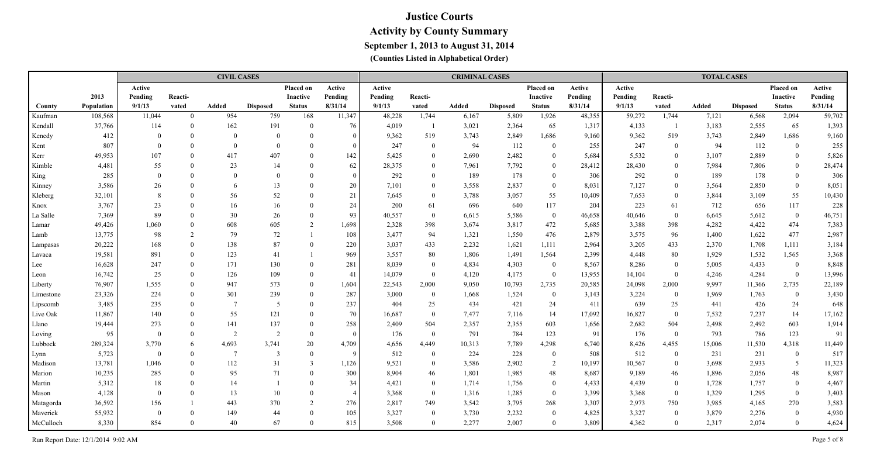# Justice Courts

## Activity by County Summary

### September 1, 2013 to August 31, 2014

#### (Counties Listed in Alphabetical Order)

| | | CIVIL CASES | | | | | | CRIMINAL CASES | | | | | | TOTAL CASES | | | | | |
|---|---|---|---|---|---|---|---|---|---|---|---|---|---|---|---|---|---|---|---|
| County | 2013 Population | Active Pending 9/1/13 | Reacti-vated | Added | Disposed | Placed on Inactive Status | Active Pending 8/31/14 | Active Pending 9/1/13 | Reacti-vated | Added | Disposed | Placed on Inactive Status | Active Pending 8/31/14 | Active Pending 9/1/13 | Reacti-vated | Added | Disposed | Placed on Inactive Status | Active Pending 8/31/14 |
| Kaufman | 108,568 | 11,044 | 0 | 954 | 759 | 168 | 11,347 | 48,228 | 1,744 | 6,167 | 5,809 | 1,926 | 48,355 | 59,272 | 1,744 | 7,121 | 6,568 | 2,094 | 59,702 |
| Kendall | 37,766 | 114 | 0 | 162 | 191 | 0 | 76 | 4,019 | 1 | 3,021 | 2,364 | 65 | 1,317 | 4,133 | 1 | 3,183 | 2,555 | 65 | 1,393 |
| Kenedy | 412 | 0 | 0 | 0 | 0 | 0 | 0 | 9,362 | 519 | 3,743 | 2,849 | 1,686 | 9,160 | 9,362 | 519 | 3,743 | 2,849 | 1,686 | 9,160 |
| Kent | 807 | 0 | 0 | 0 | 0 | 0 | 0 | 247 | 0 | 94 | 112 | 0 | 255 | 247 | 0 | 94 | 112 | 0 | 255 |
| Kerr | 49,953 | 107 | 0 | 417 | 407 | 0 | 142 | 5,425 | 0 | 2,690 | 2,482 | 0 | 5,684 | 5,532 | 0 | 3,107 | 2,889 | 0 | 5,826 |
| Kimble | 4,481 | 55 | 0 | 23 | 14 | 0 | 62 | 28,375 | 0 | 7,961 | 7,792 | 0 | 28,412 | 28,430 | 0 | 7,984 | 7,806 | 0 | 28,474 |
| King | 285 | 0 | 0 | 0 | 0 | 0 | 0 | 292 | 0 | 189 | 178 | 0 | 306 | 292 | 0 | 189 | 178 | 0 | 306 |
| Kinney | 3,586 | 26 | 0 | 6 | 13 | 0 | 20 | 7,101 | 0 | 3,558 | 2,837 | 0 | 8,031 | 7,127 | 0 | 3,564 | 2,850 | 0 | 8,051 |
| Kleberg | 32,101 | 8 | 0 | 56 | 52 | 0 | 21 | 7,645 | 0 | 3,788 | 3,057 | 55 | 10,409 | 7,653 | 0 | 3,844 | 3,109 | 55 | 10,430 |
| Knox | 3,767 | 23 | 0 | 16 | 16 | 0 | 24 | 200 | 61 | 696 | 640 | 117 | 204 | 223 | 61 | 712 | 656 | 117 | 228 |
| La Salle | 7,369 | 89 | 0 | 30 | 26 | 0 | 93 | 40,557 | 0 | 6,615 | 5,586 | 0 | 46,658 | 40,646 | 0 | 6,645 | 5,612 | 0 | 46,751 |
| Lamar | 49,426 | 1,060 | 0 | 608 | 605 | 2 | 1,698 | 2,328 | 398 | 3,674 | 3,817 | 472 | 5,685 | 3,388 | 398 | 4,282 | 4,422 | 474 | 7,383 |
| Lamb | 13,775 | 98 | 2 | 79 | 72 | 1 | 108 | 3,477 | 94 | 1,321 | 1,550 | 476 | 2,879 | 3,575 | 96 | 1,400 | 1,622 | 477 | 2,987 |
| Lampasas | 20,222 | 168 | 0 | 138 | 87 | 0 | 220 | 3,037 | 433 | 2,232 | 1,621 | 1,111 | 2,964 | 3,205 | 433 | 2,370 | 1,708 | 1,111 | 3,184 |
| Lavaca | 19,581 | 891 | 0 | 123 | 41 | 1 | 969 | 3,557 | 80 | 1,806 | 1,491 | 1,564 | 2,399 | 4,448 | 80 | 1,929 | 1,532 | 1,565 | 3,368 |
| Lee | 16,628 | 247 | 0 | 171 | 130 | 0 | 281 | 8,039 | 0 | 4,834 | 4,303 | 0 | 8,567 | 8,286 | 0 | 5,005 | 4,433 | 0 | 8,848 |
| Leon | 16,742 | 25 | 0 | 126 | 109 | 0 | 41 | 14,079 | 0 | 4,120 | 4,175 | 0 | 13,955 | 14,104 | 0 | 4,246 | 4,284 | 0 | 13,996 |
| Liberty | 76,907 | 1,555 | 0 | 947 | 573 | 0 | 1,604 | 22,543 | 2,000 | 9,050 | 10,793 | 2,735 | 20,585 | 24,098 | 2,000 | 9,997 | 11,366 | 2,735 | 22,189 |
| Limestone | 23,326 | 224 | 0 | 301 | 239 | 0 | 287 | 3,000 | 0 | 1,668 | 1,524 | 0 | 3,143 | 3,224 | 0 | 1,969 | 1,763 | 0 | 3,430 |
| Lipscomb | 3,485 | 235 | 0 | 7 | 5 | 0 | 237 | 404 | 25 | 434 | 421 | 24 | 411 | 639 | 25 | 441 | 426 | 24 | 648 |
| Live Oak | 11,867 | 140 | 0 | 55 | 121 | 0 | 70 | 16,687 | 0 | 7,477 | 7,116 | 14 | 17,092 | 16,827 | 0 | 7,532 | 7,237 | 14 | 17,162 |
| Llano | 19,444 | 273 | 0 | 141 | 137 | 0 | 258 | 2,409 | 504 | 2,357 | 2,355 | 603 | 1,656 | 2,682 | 504 | 2,498 | 2,492 | 603 | 1,914 |
| Loving | 95 | 0 | 0 | 2 | 2 | 0 | 0 | 176 | 0 | 791 | 784 | 123 | 91 | 176 | 0 | 793 | 786 | 123 | 91 |
| Lubbock | 289,324 | 3,770 | 6 | 4,693 | 3,741 | 20 | 4,709 | 4,656 | 4,449 | 10,313 | 7,789 | 4,298 | 6,740 | 8,426 | 4,455 | 15,006 | 11,530 | 4,318 | 11,449 |
| Lynn | 5,723 | 0 | 0 | 7 | 3 | 0 | 9 | 512 | 0 | 224 | 228 | 0 | 508 | 512 | 0 | 231 | 231 | 0 | 517 |
| Madison | 13,781 | 1,046 | 0 | 112 | 31 | 3 | 1,126 | 9,521 | 0 | 3,586 | 2,902 | 2 | 10,197 | 10,567 | 0 | 3,698 | 2,933 | 5 | 11,323 |
| Marion | 10,235 | 285 | 0 | 95 | 71 | 0 | 300 | 8,904 | 46 | 1,801 | 1,985 | 48 | 8,687 | 9,189 | 46 | 1,896 | 2,056 | 48 | 8,987 |
| Martin | 5,312 | 18 | 0 | 14 | 1 | 0 | 34 | 4,421 | 0 | 1,714 | 1,756 | 0 | 4,433 | 4,439 | 0 | 1,728 | 1,757 | 0 | 4,467 |
| Mason | 4,128 | 0 | 0 | 13 | 10 | 0 | 4 | 3,368 | 0 | 1,316 | 1,285 | 0 | 3,399 | 3,368 | 0 | 1,329 | 1,295 | 0 | 3,403 |
| Matagorda | 36,592 | 156 | 1 | 443 | 370 | 2 | 276 | 2,817 | 749 | 3,542 | 3,795 | 268 | 3,307 | 2,973 | 750 | 3,985 | 4,165 | 270 | 3,583 |
| Maverick | 55,932 | 0 | 0 | 149 | 44 | 0 | 105 | 3,327 | 0 | 3,730 | 2,232 | 0 | 4,825 | 3,327 | 0 | 3,879 | 2,276 | 0 | 4,930 |
| McCulloch | 8,330 | 854 | 0 | 40 | 67 | 0 | 815 | 3,508 | 0 | 2,277 | 2,007 | 0 | 3,809 | 4,362 | 0 | 2,317 | 2,074 | 0 | 4,624 |

Run Report Date: 12/1/2014 9:02 AM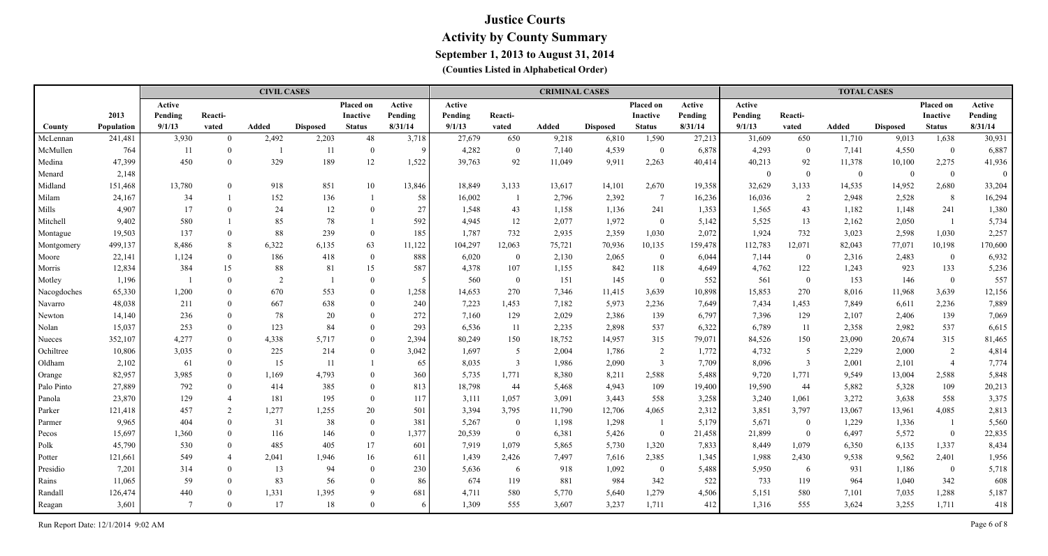# Justice Courts

## Activity by County Summary

### September 1, 2013 to August 31, 2014

#### (Counties Listed in Alphabetical Order)

| | | CIVIL CASES | | | | | | CRIMINAL CASES | | | | | | TOTAL CASES | | | | | |
|---|---|---|---|---|---|---|---|---|---|---|---|---|---|---|---|---|---|---|---|
| County | 2013 Population | Active Pending 9/1/13 | Reacti-vated | Added | Disposed | Placed on Inactive Status | Active Pending 8/31/14 | Active Pending 9/1/13 | Reacti-vated | Added | Disposed | Placed on Inactive Status | Active Pending 8/31/14 | Active Pending 9/1/13 | Reacti-vated | Added | Disposed | Placed on Inactive Status | Active Pending 8/31/14 |
| McLennan | 241,481 | 3,930 | 0 | 2,492 | 2,203 | 48 | 3,718 | 27,679 | 650 | 9,218 | 6,810 | 1,590 | 27,213 | 31,609 | 650 | 11,710 | 9,013 | 1,638 | 30,931 |
| McMullen | 764 | 11 | 0 | 1 | 11 | 0 | 9 | 4,282 | 0 | 7,140 | 4,539 | 0 | 6,878 | 4,293 | 0 | 7,141 | 4,550 | 0 | 6,887 |
| Medina | 47,399 | 450 | 0 | 329 | 189 | 12 | 1,522 | 39,763 | 92 | 11,049 | 9,911 | 2,263 | 40,414 | 40,213 | 92 | 11,378 | 10,100 | 2,275 | 41,936 |
| Menard | 2,148 | | | | | | | | | | | | | 0 | 0 | 0 | 0 | 0 | 0 |
| Midland | 151,468 | 13,780 | 0 | 918 | 851 | 10 | 13,846 | 18,849 | 3,133 | 13,617 | 14,101 | 2,670 | 19,358 | 32,629 | 3,133 | 14,535 | 14,952 | 2,680 | 33,204 |
| Milam | 24,167 | 34 | 1 | 152 | 136 | 1 | 58 | 16,002 | 1 | 2,796 | 2,392 | 7 | 16,236 | 16,036 | 2 | 2,948 | 2,528 | 8 | 16,294 |
| Mills | 4,907 | 17 | 0 | 24 | 12 | 0 | 27 | 1,548 | 43 | 1,158 | 1,136 | 241 | 1,353 | 1,565 | 43 | 1,182 | 1,148 | 241 | 1,380 |
| Mitchell | 9,402 | 580 | 1 | 85 | 78 | 1 | 592 | 4,945 | 12 | 2,077 | 1,972 | 0 | 5,142 | 5,525 | 13 | 2,162 | 2,050 | 1 | 5,734 |
| Montague | 19,503 | 137 | 0 | 88 | 239 | 0 | 185 | 1,787 | 732 | 2,935 | 2,359 | 1,030 | 2,072 | 1,924 | 732 | 3,023 | 2,598 | 1,030 | 2,257 |
| Montgomery | 499,137 | 8,486 | 8 | 6,322 | 6,135 | 63 | 11,122 | 104,297 | 12,063 | 75,721 | 70,936 | 10,135 | 159,478 | 112,783 | 12,071 | 82,043 | 77,071 | 10,198 | 170,600 |
| Moore | 22,141 | 1,124 | 0 | 186 | 418 | 0 | 888 | 6,020 | 0 | 2,130 | 2,065 | 0 | 6,044 | 7,144 | 0 | 2,316 | 2,483 | 0 | 6,932 |
| Morris | 12,834 | 384 | 15 | 88 | 81 | 15 | 587 | 4,378 | 107 | 1,155 | 842 | 118 | 4,649 | 4,762 | 122 | 1,243 | 923 | 133 | 5,236 |
| Motley | 1,196 | 1 | 0 | 2 | 1 | 0 | 5 | 560 | 0 | 151 | 145 | 0 | 552 | 561 | 0 | 153 | 146 | 0 | 557 |
| Nacogdoches | 65,330 | 1,200 | 0 | 670 | 553 | 0 | 1,258 | 14,653 | 270 | 7,346 | 11,415 | 3,639 | 10,898 | 15,853 | 270 | 8,016 | 11,968 | 3,639 | 12,156 |
| Navarro | 48,038 | 211 | 0 | 667 | 638 | 0 | 240 | 7,223 | 1,453 | 7,182 | 5,973 | 2,236 | 7,649 | 7,434 | 1,453 | 7,849 | 6,611 | 2,236 | 7,889 |
| Newton | 14,140 | 236 | 0 | 78 | 20 | 0 | 272 | 7,160 | 129 | 2,029 | 2,386 | 139 | 6,797 | 7,396 | 129 | 2,107 | 2,406 | 139 | 7,069 |
| Nolan | 15,037 | 253 | 0 | 123 | 84 | 0 | 293 | 6,536 | 11 | 2,235 | 2,898 | 537 | 6,322 | 6,789 | 11 | 2,358 | 2,982 | 537 | 6,615 |
| Nueces | 352,107 | 4,277 | 0 | 4,338 | 5,717 | 0 | 2,394 | 80,249 | 150 | 18,752 | 14,957 | 315 | 79,071 | 84,526 | 150 | 23,090 | 20,674 | 315 | 81,465 |
| Ochiltree | 10,806 | 3,035 | 0 | 225 | 214 | 0 | 3,042 | 1,697 | 5 | 2,004 | 1,786 | 2 | 1,772 | 4,732 | 5 | 2,229 | 2,000 | 2 | 4,814 |
| Oldham | 2,102 | 61 | 0 | 15 | 11 | 1 | 65 | 8,035 | 3 | 1,986 | 2,090 | 3 | 7,709 | 8,096 | 3 | 2,001 | 2,101 | 4 | 7,774 |
| Orange | 82,957 | 3,985 | 0 | 1,169 | 4,793 | 0 | 360 | 5,735 | 1,771 | 8,380 | 8,211 | 2,588 | 5,488 | 9,720 | 1,771 | 9,549 | 13,004 | 2,588 | 5,848 |
| Palo Pinto | 27,889 | 792 | 0 | 414 | 385 | 0 | 813 | 18,798 | 44 | 5,468 | 4,943 | 109 | 19,400 | 19,590 | 44 | 5,882 | 5,328 | 109 | 20,213 |
| Panola | 23,870 | 129 | 4 | 181 | 195 | 0 | 117 | 3,111 | 1,057 | 3,091 | 3,443 | 558 | 3,258 | 3,240 | 1,061 | 3,272 | 3,638 | 558 | 3,375 |
| Parker | 121,418 | 457 | 2 | 1,277 | 1,255 | 20 | 501 | 3,394 | 3,795 | 11,790 | 12,706 | 4,065 | 2,312 | 3,851 | 3,797 | 13,067 | 13,961 | 4,085 | 2,813 |
| Parmer | 9,965 | 404 | 0 | 31 | 38 | 0 | 381 | 5,267 | 0 | 1,198 | 1,298 | 1 | 5,179 | 5,671 | 0 | 1,229 | 1,336 | 1 | 5,560 |
| Pecos | 15,697 | 1,360 | 0 | 116 | 146 | 0 | 1,377 | 20,539 | 0 | 6,381 | 5,426 | 0 | 21,458 | 21,899 | 0 | 6,497 | 5,572 | 0 | 22,835 |
| Polk | 45,790 | 530 | 0 | 485 | 405 | 17 | 601 | 7,919 | 1,079 | 5,865 | 5,730 | 1,320 | 7,833 | 8,449 | 1,079 | 6,350 | 6,135 | 1,337 | 8,434 |
| Potter | 121,661 | 549 | 4 | 2,041 | 1,946 | 16 | 611 | 1,439 | 2,426 | 7,497 | 7,616 | 2,385 | 1,345 | 1,988 | 2,430 | 9,538 | 9,562 | 2,401 | 1,956 |
| Presidio | 7,201 | 314 | 0 | 13 | 94 | 0 | 230 | 5,636 | 6 | 918 | 1,092 | 0 | 5,488 | 5,950 | 6 | 931 | 1,186 | 0 | 5,718 |
| Rains | 11,065 | 59 | 0 | 83 | 56 | 0 | 86 | 674 | 119 | 881 | 984 | 342 | 522 | 733 | 119 | 964 | 1,040 | 342 | 608 |
| Randall | 126,474 | 440 | 0 | 1,331 | 1,395 | 9 | 681 | 4,711 | 580 | 5,770 | 5,640 | 1,279 | 4,506 | 5,151 | 580 | 7,101 | 7,035 | 1,288 | 5,187 |
| Reagan | 3,601 | 7 | 0 | 17 | 18 | 0 | 6 | 1,309 | 555 | 3,607 | 3,237 | 1,711 | 412 | 1,316 | 555 | 3,624 | 3,255 | 1,711 | 418 |

Run Report Date: 12/1/2014 9:02 AM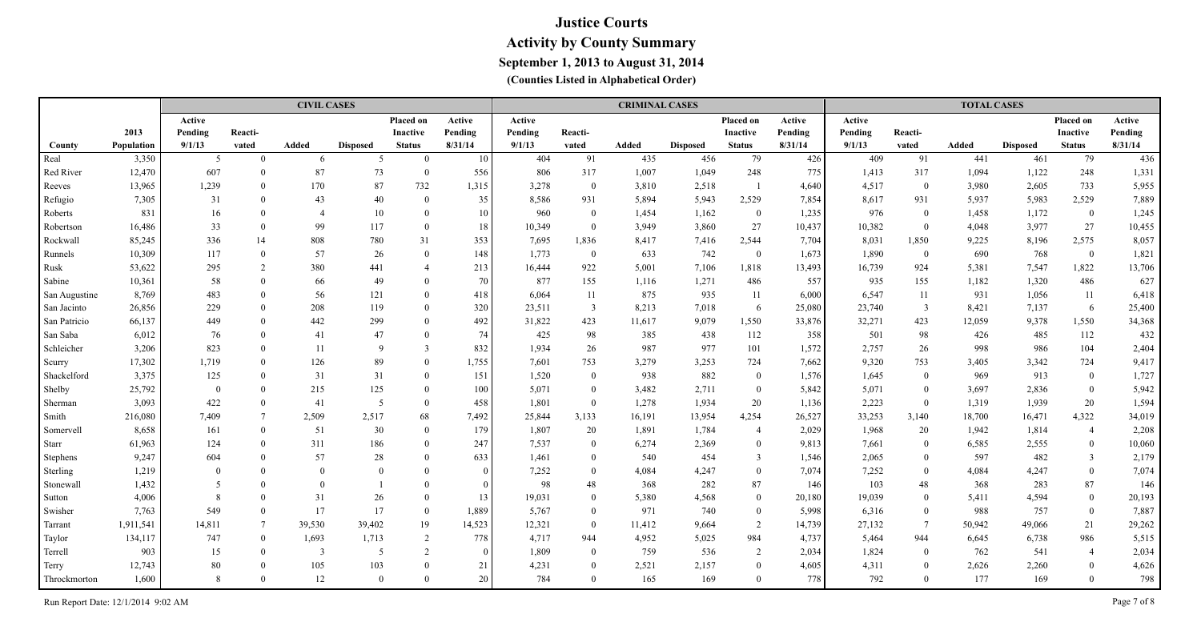# Justice Courts

## Activity by County Summary

### September 1, 2013 to August 31, 2014

### (Counties Listed in Alphabetical Order)

| | | CIVIL CASES | | | | | | CRIMINAL CASES | | | | | | TOTAL CASES | | | | | |
|---|---|---|---|---|---|---|---|---|---|---|---|---|---|---|---|---|---|---|---|
| County | 2013 Population | Active Pending 9/1/13 | Reacti-vated | Added | Disposed | Placed on Inactive Status | Active Pending 8/31/14 | Active Pending 9/1/13 | Reacti-vated | Added | Disposed | Placed on Inactive Status | Active Pending 8/31/14 | Active Pending 9/1/13 | Reacti-vated | Added | Disposed | Placed on Inactive Status | Active Pending 8/31/14 |
| Real | 3,350 | 5 | 0 | 6 | 5 | 0 | 10 | 404 | 91 | 435 | 456 | 79 | 426 | 409 | 91 | 441 | 461 | 79 | 436 |
| Red River | 12,470 | 607 | 0 | 87 | 73 | 0 | 556 | 806 | 317 | 1,007 | 1,049 | 248 | 775 | 1,413 | 317 | 1,094 | 1,122 | 248 | 1,331 |
| Reeves | 13,965 | 1,239 | 0 | 170 | 87 | 732 | 1,315 | 3,278 | 0 | 3,810 | 2,518 | 1 | 4,640 | 4,517 | 0 | 3,980 | 2,605 | 733 | 5,955 |
| Refugio | 7,305 | 31 | 0 | 43 | 40 | 0 | 35 | 8,586 | 931 | 5,894 | 5,943 | 2,529 | 7,854 | 8,617 | 931 | 5,937 | 5,983 | 2,529 | 7,889 |
| Roberts | 831 | 16 | 0 | 4 | 10 | 0 | 10 | 960 | 0 | 1,454 | 1,162 | 0 | 1,235 | 976 | 0 | 1,458 | 1,172 | 0 | 1,245 |
| Robertson | 16,486 | 33 | 0 | 99 | 117 | 0 | 18 | 10,349 | 0 | 3,949 | 3,860 | 27 | 10,437 | 10,382 | 0 | 4,048 | 3,977 | 27 | 10,455 |
| Rockwall | 85,245 | 336 | 14 | 808 | 780 | 31 | 353 | 7,695 | 1,836 | 8,417 | 7,416 | 2,544 | 7,704 | 8,031 | 1,850 | 9,225 | 8,196 | 2,575 | 8,057 |
| Runnels | 10,309 | 117 | 0 | 57 | 26 | 0 | 148 | 1,773 | 0 | 633 | 742 | 0 | 1,673 | 1,890 | 0 | 690 | 768 | 0 | 1,821 |
| Rusk | 53,622 | 295 | 2 | 380 | 441 | 4 | 213 | 16,444 | 922 | 5,001 | 7,106 | 1,818 | 13,493 | 16,739 | 924 | 5,381 | 7,547 | 1,822 | 13,706 |
| Sabine | 10,361 | 58 | 0 | 66 | 49 | 0 | 70 | 877 | 155 | 1,116 | 1,271 | 486 | 557 | 935 | 155 | 1,182 | 1,320 | 486 | 627 |
| San Augustine | 8,769 | 483 | 0 | 56 | 121 | 0 | 418 | 6,064 | 11 | 875 | 935 | 11 | 6,000 | 6,547 | 11 | 931 | 1,056 | 11 | 6,418 |
| San Jacinto | 26,856 | 229 | 0 | 208 | 119 | 0 | 320 | 23,511 | 3 | 8,213 | 7,018 | 6 | 25,080 | 23,740 | 3 | 8,421 | 7,137 | 6 | 25,400 |
| San Patricio | 66,137 | 449 | 0 | 442 | 299 | 0 | 492 | 31,822 | 423 | 11,617 | 9,079 | 1,550 | 33,876 | 32,271 | 423 | 12,059 | 9,378 | 1,550 | 34,368 |
| San Saba | 6,012 | 76 | 0 | 41 | 47 | 0 | 74 | 425 | 98 | 385 | 438 | 112 | 358 | 501 | 98 | 426 | 485 | 112 | 432 |
| Schleicher | 3,206 | 823 | 0 | 11 | 9 | 3 | 832 | 1,934 | 26 | 987 | 977 | 101 | 1,572 | 2,757 | 26 | 998 | 986 | 104 | 2,404 |
| Scurry | 17,302 | 1,719 | 0 | 126 | 89 | 0 | 1,755 | 7,601 | 753 | 3,279 | 3,253 | 724 | 7,662 | 9,320 | 753 | 3,405 | 3,342 | 724 | 9,417 |
| Shackelford | 3,375 | 125 | 0 | 31 | 31 | 0 | 151 | 1,520 | 0 | 938 | 882 | 0 | 1,576 | 1,645 | 0 | 969 | 913 | 0 | 1,727 |
| Shelby | 25,792 | 0 | 0 | 215 | 125 | 0 | 100 | 5,071 | 0 | 3,482 | 2,711 | 0 | 5,842 | 5,071 | 0 | 3,697 | 2,836 | 0 | 5,942 |
| Sherman | 3,093 | 422 | 0 | 41 | 5 | 0 | 458 | 1,801 | 0 | 1,278 | 1,934 | 20 | 1,136 | 2,223 | 0 | 1,319 | 1,939 | 20 | 1,594 |
| Smith | 216,080 | 7,409 | 7 | 2,509 | 2,517 | 68 | 7,492 | 25,844 | 3,133 | 16,191 | 13,954 | 4,254 | 26,527 | 33,253 | 3,140 | 18,700 | 16,471 | 4,322 | 34,019 |
| Somervell | 8,658 | 161 | 0 | 51 | 30 | 0 | 179 | 1,807 | 20 | 1,891 | 1,784 | 4 | 2,029 | 1,968 | 20 | 1,942 | 1,814 | 4 | 2,208 |
| Starr | 61,963 | 124 | 0 | 311 | 186 | 0 | 247 | 7,537 | 0 | 6,274 | 2,369 | 0 | 9,813 | 7,661 | 0 | 6,585 | 2,555 | 0 | 10,060 |
| Stephens | 9,247 | 604 | 0 | 57 | 28 | 0 | 633 | 1,461 | 0 | 540 | 454 | 3 | 1,546 | 2,065 | 0 | 597 | 482 | 3 | 2,179 |
| Sterling | 1,219 | 0 | 0 | 0 | 0 | 0 | 0 | 7,252 | 0 | 4,084 | 4,247 | 0 | 7,074 | 7,252 | 0 | 4,084 | 4,247 | 0 | 7,074 |
| Stonewall | 1,432 | 5 | 0 | 0 | 1 | 0 | 0 | 98 | 48 | 368 | 282 | 87 | 146 | 103 | 48 | 368 | 283 | 87 | 146 |
| Sutton | 4,006 | 8 | 0 | 31 | 26 | 0 | 13 | 19,031 | 0 | 5,380 | 4,568 | 0 | 20,180 | 19,039 | 0 | 5,411 | 4,594 | 0 | 20,193 |
| Swisher | 7,763 | 549 | 0 | 17 | 17 | 0 | 1,889 | 5,767 | 0 | 971 | 740 | 0 | 5,998 | 6,316 | 0 | 988 | 757 | 0 | 7,887 |
| Tarrant | 1,911,541 | 14,811 | 7 | 39,530 | 39,402 | 19 | 14,523 | 12,321 | 0 | 11,412 | 9,664 | 2 | 14,739 | 27,132 | 7 | 50,942 | 49,066 | 21 | 29,262 |
| Taylor | 134,117 | 747 | 0 | 1,693 | 1,713 | 2 | 778 | 4,717 | 944 | 4,952 | 5,025 | 984 | 4,737 | 5,464 | 944 | 6,645 | 6,738 | 986 | 5,515 |
| Terrell | 903 | 15 | 0 | 3 | 5 | 2 | 0 | 1,809 | 0 | 759 | 536 | 2 | 2,034 | 1,824 | 0 | 762 | 541 | 4 | 2,034 |
| Terry | 12,743 | 80 | 0 | 105 | 103 | 0 | 21 | 4,231 | 0 | 2,521 | 2,157 | 0 | 4,605 | 4,311 | 0 | 2,626 | 2,260 | 0 | 4,626 |
| Throckmorton | 1,600 | 8 | 0 | 12 | 0 | 0 | 20 | 784 | 0 | 165 | 169 | 0 | 778 | 792 | 0 | 177 | 169 | 0 | 798 |

Run Report Date: 12/1/2014 9:02 AM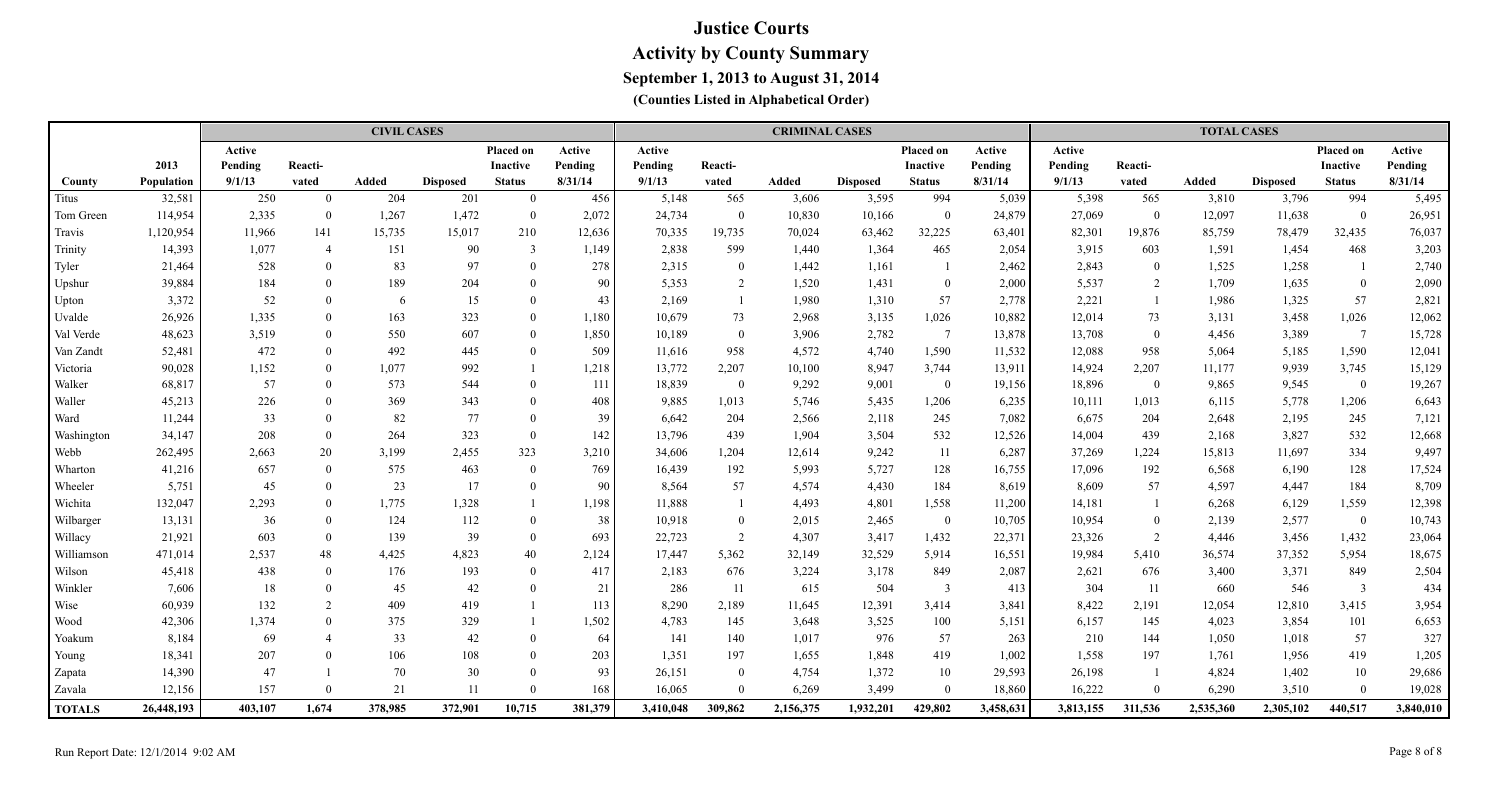# Justice Courts

## Activity by County Summary

### September 1, 2013 to August 31, 2014

**(Counties Listed in Alphabetical Order)**

| | | CIVIL CASES | | | | | | CRIMINAL CASES | | | | | | TOTAL CASES | | | | | |
|---|---|---|---|---|---|---|---|---|---|---|---|---|---|---|---|---|---|---|---|
| County | 2013 Population | Active Pending 9/1/13 | Reacti-vated | Added | Disposed | Placed on Inactive Status | Active Pending 8/31/14 | Active Pending 9/1/13 | Reacti-vated | Added | Disposed | Placed on Inactive Status | Active Pending 8/31/14 | Active Pending 9/1/13 | Reacti-vated | Added | Disposed | Placed on Inactive Status | Active Pending 8/31/14 |
| Titus | 32,581 | 250 | 0 | 204 | 201 | 0 | 456 | 5,148 | 565 | 3,606 | 3,595 | 994 | 5,039 | 5,398 | 565 | 3,810 | 3,796 | 994 | 5,495 |
| Tom Green | 114,954 | 2,335 | 0 | 1,267 | 1,472 | 0 | 2,072 | 24,734 | 0 | 10,830 | 10,166 | 0 | 24,879 | 27,069 | 0 | 12,097 | 11,638 | 0 | 26,951 |
| Travis | 1,120,954 | 11,966 | 141 | 15,735 | 15,017 | 210 | 12,636 | 70,335 | 19,735 | 70,024 | 63,462 | 32,225 | 63,401 | 82,301 | 19,876 | 85,759 | 78,479 | 32,435 | 76,037 |
| Trinity | 14,393 | 1,077 | 4 | 151 | 90 | 3 | 1,149 | 2,838 | 599 | 1,440 | 1,364 | 465 | 2,054 | 3,915 | 603 | 1,591 | 1,454 | 468 | 3,203 |
| Tyler | 21,464 | 528 | 0 | 83 | 97 | 0 | 278 | 2,315 | 0 | 1,442 | 1,161 | 1 | 2,462 | 2,843 | 0 | 1,525 | 1,258 | 1 | 2,740 |
| Upshur | 39,884 | 184 | 0 | 189 | 204 | 0 | 90 | 5,353 | 2 | 1,520 | 1,431 | 0 | 2,000 | 5,537 | 2 | 1,709 | 1,635 | 0 | 2,090 |
| Upton | 3,372 | 52 | 0 | 6 | 15 | 0 | 43 | 2,169 | 1 | 1,980 | 1,310 | 57 | 2,778 | 2,221 | 1 | 1,986 | 1,325 | 57 | 2,821 |
| Uvalde | 26,926 | 1,335 | 0 | 163 | 323 | 0 | 1,180 | 10,679 | 73 | 2,968 | 3,135 | 1,026 | 10,882 | 12,014 | 73 | 3,131 | 3,458 | 1,026 | 12,062 |
| Val Verde | 48,623 | 3,519 | 0 | 550 | 607 | 0 | 1,850 | 10,189 | 0 | 3,906 | 2,782 | 7 | 13,878 | 13,708 | 0 | 4,456 | 3,389 | 7 | 15,728 |
| Van Zandt | 52,481 | 472 | 0 | 492 | 445 | 0 | 509 | 11,616 | 958 | 4,572 | 4,740 | 1,590 | 11,532 | 12,088 | 958 | 5,064 | 5,185 | 1,590 | 12,041 |
| Victoria | 90,028 | 1,152 | 0 | 1,077 | 992 | 1 | 1,218 | 13,772 | 2,207 | 10,100 | 8,947 | 3,744 | 13,911 | 14,924 | 2,207 | 11,177 | 9,939 | 3,745 | 15,129 |
| Walker | 68,817 | 57 | 0 | 573 | 544 | 0 | 111 | 18,839 | 0 | 9,292 | 9,001 | 0 | 19,156 | 18,896 | 0 | 9,865 | 9,545 | 0 | 19,267 |
| Waller | 45,213 | 226 | 0 | 369 | 343 | 0 | 408 | 9,885 | 1,013 | 5,746 | 5,435 | 1,206 | 6,235 | 10,111 | 1,013 | 6,115 | 5,778 | 1,206 | 6,643 |
| Ward | 11,244 | 33 | 0 | 82 | 77 | 0 | 39 | 6,642 | 204 | 2,566 | 2,118 | 245 | 7,082 | 6,675 | 204 | 2,648 | 2,195 | 245 | 7,121 |
| Washington | 34,147 | 208 | 0 | 264 | 323 | 0 | 142 | 13,796 | 439 | 1,904 | 3,504 | 532 | 12,526 | 14,004 | 439 | 2,168 | 3,827 | 532 | 12,668 |
| Webb | 262,495 | 2,663 | 20 | 3,199 | 2,455 | 323 | 3,210 | 34,606 | 1,204 | 12,614 | 9,242 | 11 | 6,287 | 37,269 | 1,224 | 15,813 | 11,697 | 334 | 9,497 |
| Wharton | 41,216 | 657 | 0 | 575 | 463 | 0 | 769 | 16,439 | 192 | 5,993 | 5,727 | 128 | 16,755 | 17,096 | 192 | 6,568 | 6,190 | 128 | 17,524 |
| Wheeler | 5,751 | 45 | 0 | 23 | 17 | 0 | 90 | 8,564 | 57 | 4,574 | 4,430 | 184 | 8,619 | 8,609 | 57 | 4,597 | 4,447 | 184 | 8,709 |
| Wichita | 132,047 | 2,293 | 0 | 1,775 | 1,328 | 1 | 1,198 | 11,888 | 1 | 4,493 | 4,801 | 1,558 | 11,200 | 14,181 | 1 | 6,268 | 6,129 | 1,559 | 12,398 |
| Wilbarger | 13,131 | 36 | 0 | 124 | 112 | 0 | 38 | 10,918 | 0 | 2,015 | 2,465 | 0 | 10,705 | 10,954 | 0 | 2,139 | 2,577 | 0 | 10,743 |
| Willacy | 21,921 | 603 | 0 | 139 | 39 | 0 | 693 | 22,723 | 2 | 4,307 | 3,417 | 1,432 | 22,371 | 23,326 | 2 | 4,446 | 3,456 | 1,432 | 23,064 |
| Williamson | 471,014 | 2,537 | 48 | 4,425 | 4,823 | 40 | 2,124 | 17,447 | 5,362 | 32,149 | 32,529 | 5,914 | 16,551 | 19,984 | 5,410 | 36,574 | 37,352 | 5,954 | 18,675 |
| Wilson | 45,418 | 438 | 0 | 176 | 193 | 0 | 417 | 2,183 | 676 | 3,224 | 3,178 | 849 | 2,087 | 2,621 | 676 | 3,400 | 3,371 | 849 | 2,504 |
| Winkler | 7,606 | 18 | 0 | 45 | 42 | 0 | 21 | 286 | 11 | 615 | 504 | 3 | 413 | 304 | 11 | 660 | 546 | 3 | 434 |
| Wise | 60,939 | 132 | 2 | 409 | 419 | 1 | 113 | 8,290 | 2,189 | 11,645 | 12,391 | 3,414 | 3,841 | 8,422 | 2,191 | 12,054 | 12,810 | 3,415 | 3,954 |
| Wood | 42,306 | 1,374 | 0 | 375 | 329 | 1 | 1,502 | 4,783 | 145 | 3,648 | 3,525 | 100 | 5,151 | 6,157 | 145 | 4,023 | 3,854 | 101 | 6,653 |
| Yoakum | 8,184 | 69 | 4 | 33 | 42 | 0 | 64 | 141 | 140 | 1,017 | 976 | 57 | 263 | 210 | 144 | 1,050 | 1,018 | 57 | 327 |
| Young | 18,341 | 207 | 0 | 106 | 108 | 0 | 203 | 1,351 | 197 | 1,655 | 1,848 | 419 | 1,002 | 1,558 | 197 | 1,761 | 1,956 | 419 | 1,205 |
| Zapata | 14,390 | 47 | 1 | 70 | 30 | 0 | 93 | 26,151 | 0 | 4,754 | 1,372 | 10 | 29,593 | 26,198 | 1 | 4,824 | 1,402 | 10 | 29,686 |
| Zavala | 12,156 | 157 | 0 | 21 | 11 | 0 | 168 | 16,065 | 0 | 6,269 | 3,499 | 0 | 18,860 | 16,222 | 0 | 6,290 | 3,510 | 0 | 19,028 |
| **TOTALS** | **26,448,193** | **403,107** | **1,674** | **378,985** | **372,901** | **10,715** | **381,379** | **3,410,048** | **309,862** | **2,156,375** | **1,932,201** | **429,802** | **3,458,631** | **3,813,155** | **311,536** | **2,535,360** | **2,305,102** | **440,517** | **3,840,010** |

Run Report Date: 12/1/2014 9:02 AM